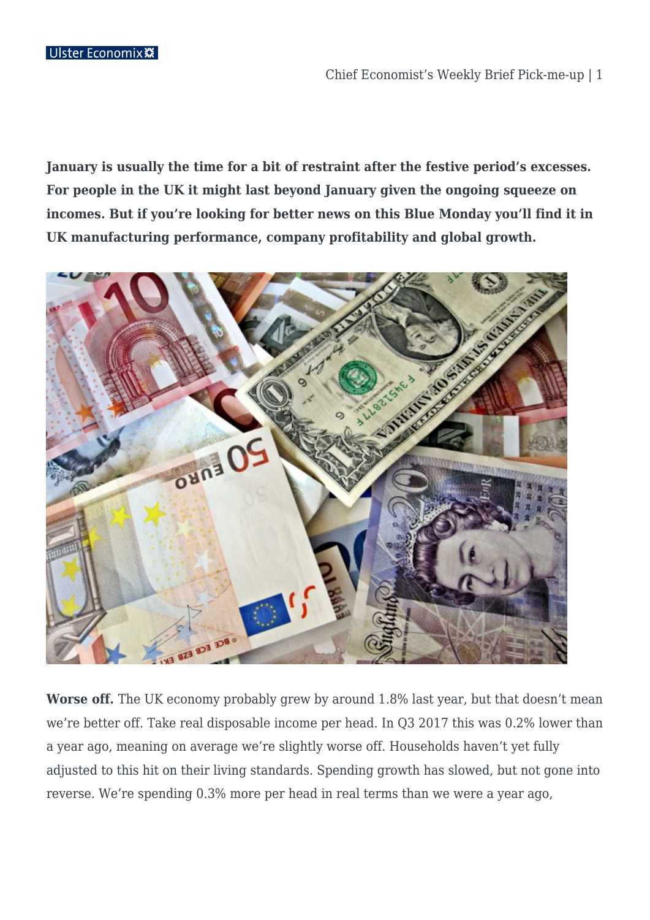**January is usually the time for a bit of restraint after the festive period's excesses. For people in the UK it might last beyond January given the ongoing squeeze on incomes. But if you're looking for better news on this Blue Monday you'll find it in UK manufacturing performance, company profitability and global growth.**

**Worse off.** The UK economy probably grew by around 1.8% last year, but that doesn't mean we're better off. Take real disposable income per head. In Q3 2017 this was 0.2% lower than a year ago, meaning on average we're slightly worse off. Households haven't yet fully adjusted to this hit on their living standards. Spending growth has slowed, but not gone into reverse. We're spending 0.3% more per head in real terms than we were a year ago,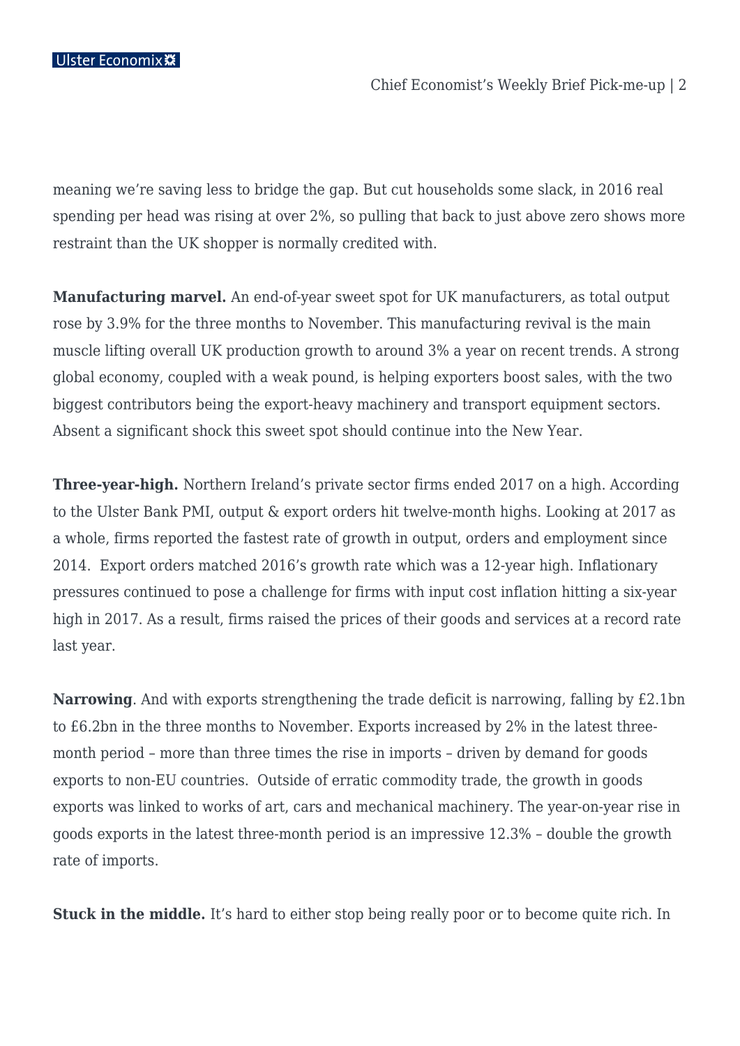meaning we're saving less to bridge the gap. But cut households some slack, in 2016 real spending per head was rising at over 2%, so pulling that back to just above zero shows more restraint than the UK shopper is normally credited with.

**Manufacturing marvel.** An end-of-year sweet spot for UK manufacturers, as total output rose by 3.9% for the three months to November. This manufacturing revival is the main muscle lifting overall UK production growth to around 3% a year on recent trends. A strong global economy, coupled with a weak pound, is helping exporters boost sales, with the two biggest contributors being the export-heavy machinery and transport equipment sectors. Absent a significant shock this sweet spot should continue into the New Year.

**Three-year-high.** Northern Ireland's private sector firms ended 2017 on a high. According to the Ulster Bank PMI, output & export orders hit twelve-month highs. Looking at 2017 as a whole, firms reported the fastest rate of growth in output, orders and employment since 2014. Export orders matched 2016's growth rate which was a 12-year high. Inflationary pressures continued to pose a challenge for firms with input cost inflation hitting a six-year high in 2017. As a result, firms raised the prices of their goods and services at a record rate last year.

**Narrowing**. And with exports strengthening the trade deficit is narrowing, falling by £2.1bn to £6.2bn in the three months to November. Exports increased by 2% in the latest three-month period – more than three times the rise in imports – driven by demand for goods exports to non-EU countries. Outside of erratic commodity trade, the growth in goods exports was linked to works of art, cars and mechanical machinery. The year-on-year rise in goods exports in the latest three-month period is an impressive 12.3% – double the growth rate of imports.

**Stuck in the middle.** It's hard to either stop being really poor or to become quite rich. In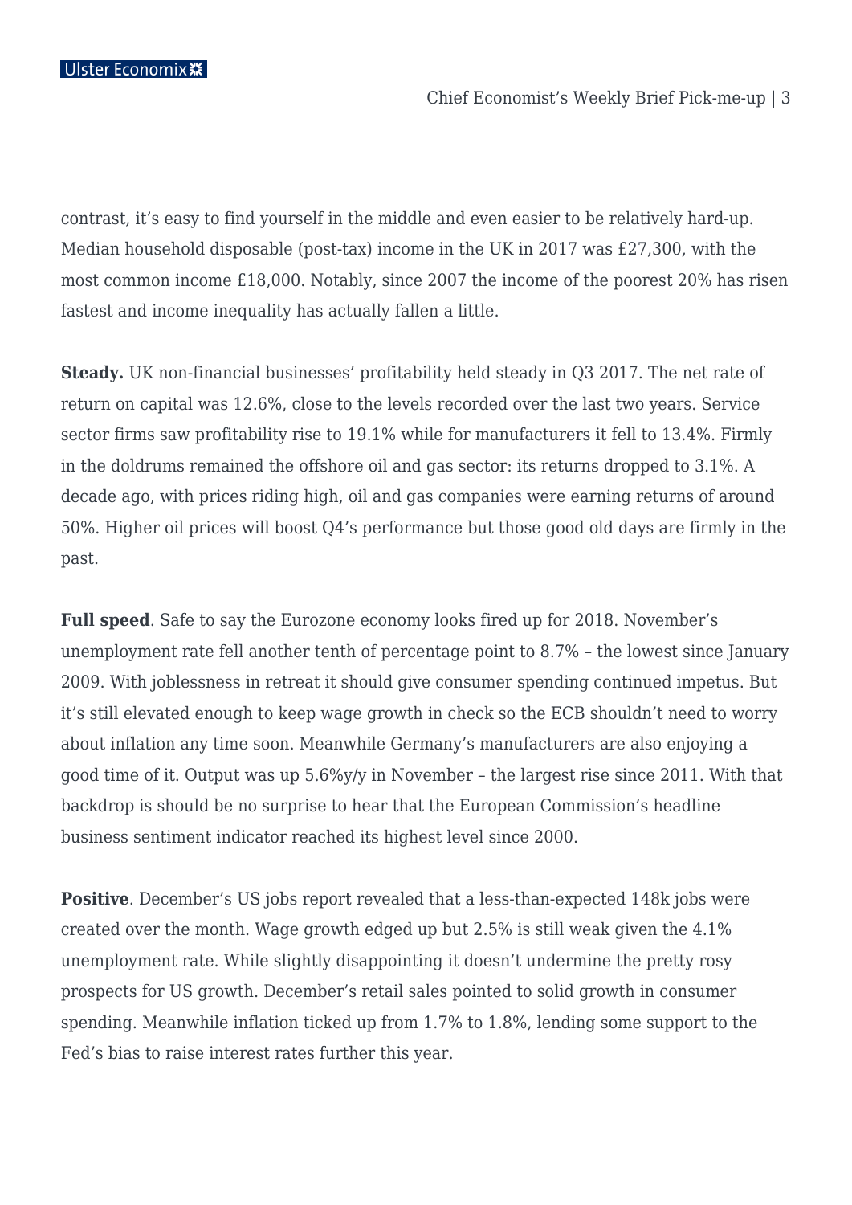contrast, it's easy to find yourself in the middle and even easier to be relatively hard-up. Median household disposable (post-tax) income in the UK in 2017 was £27,300, with the most common income £18,000. Notably, since 2007 the income of the poorest 20% has risen fastest and income inequality has actually fallen a little.

**Steady.** UK non-financial businesses' profitability held steady in Q3 2017. The net rate of return on capital was 12.6%, close to the levels recorded over the last two years. Service sector firms saw profitability rise to 19.1% while for manufacturers it fell to 13.4%. Firmly in the doldrums remained the offshore oil and gas sector: its returns dropped to 3.1%. A decade ago, with prices riding high, oil and gas companies were earning returns of around 50%. Higher oil prices will boost Q4's performance but those good old days are firmly in the past.

**Full speed**. Safe to say the Eurozone economy looks fired up for 2018. November's unemployment rate fell another tenth of percentage point to 8.7% – the lowest since January 2009. With joblessness in retreat it should give consumer spending continued impetus. But it's still elevated enough to keep wage growth in check so the ECB shouldn't need to worry about inflation any time soon. Meanwhile Germany's manufacturers are also enjoying a good time of it. Output was up 5.6%y/y in November – the largest rise since 2011. With that backdrop is should be no surprise to hear that the European Commission's headline business sentiment indicator reached its highest level since 2000.

**Positive**. December's US jobs report revealed that a less-than-expected 148k jobs were created over the month. Wage growth edged up but 2.5% is still weak given the 4.1% unemployment rate. While slightly disappointing it doesn't undermine the pretty rosy prospects for US growth. December's retail sales pointed to solid growth in consumer spending. Meanwhile inflation ticked up from 1.7% to 1.8%, lending some support to the Fed's bias to raise interest rates further this year.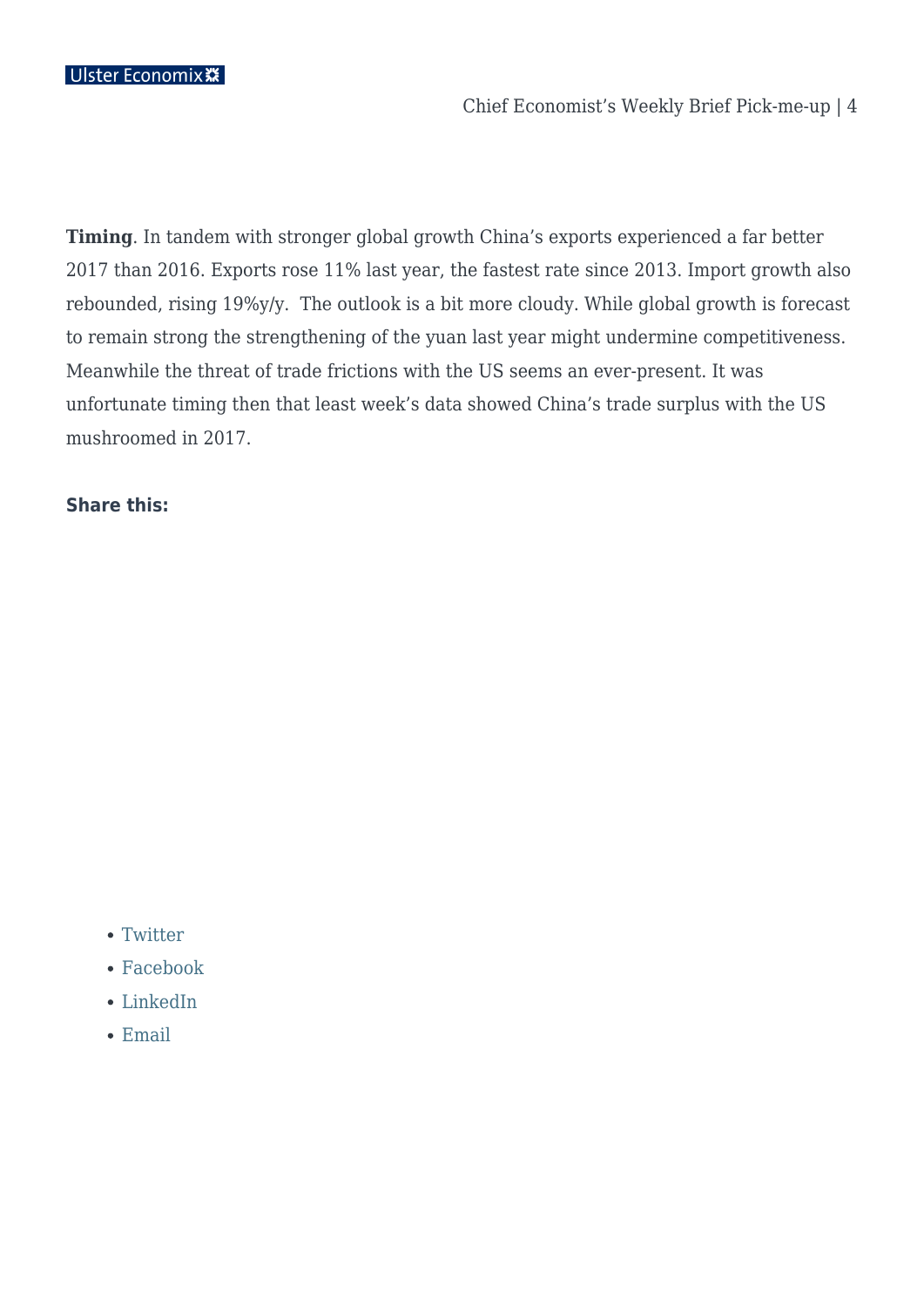**Timing**. In tandem with stronger global growth China's exports experienced a far better 2017 than 2016. Exports rose 11% last year, the fastest rate since 2013. Import growth also rebounded, rising 19%y/y.  The outlook is a bit more cloudy. While global growth is forecast to remain strong the strengthening of the yuan last year might undermine competitiveness. Meanwhile the threat of trade frictions with the US seems an ever-present. It was unfortunate timing then that least week's data showed China's trade surplus with the US mushroomed in 2017.

**Share this:**

- Twitter
- Facebook
- LinkedIn
- Email